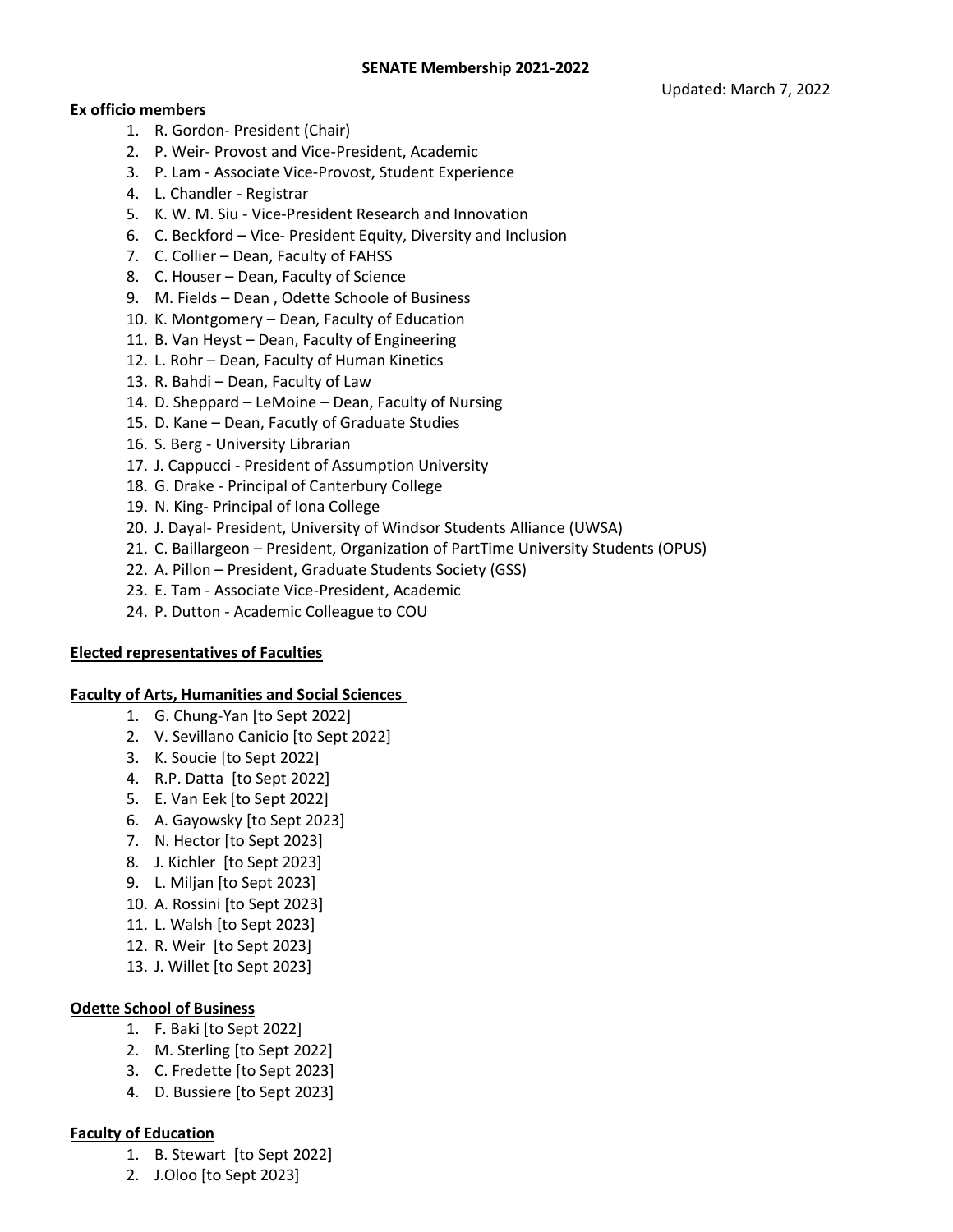**SENATE Membership 2021-2022**

Updated: March 7, 2022

**Ex officio members**

1. R. Gordon- President (Chair)
2. P. Weir- Provost and Vice-President, Academic
3. P. Lam - Associate Vice-Provost, Student Experience
4. L. Chandler - Registrar
5. K. W. M. Siu - Vice-President Research and Innovation
6. C. Beckford – Vice- President Equity, Diversity and Inclusion
7. C. Collier – Dean, Faculty of FAHSS
8. C. Houser – Dean, Faculty of Science
9. M. Fields – Dean , Odette Schoole of Business
10. K. Montgomery – Dean, Faculty of Education
11. B. Van Heyst – Dean, Faculty of Engineering
12. L. Rohr – Dean, Faculty of Human Kinetics
13. R. Bahdi – Dean, Faculty of Law
14. D. Sheppard – LeMoine – Dean, Faculty of Nursing
15. D. Kane – Dean, Facutly of Graduate Studies
16. S. Berg - University Librarian
17. J. Cappucci - President of Assumption University
18. G. Drake - Principal of Canterbury College
19. N. King- Principal of Iona College
20. J. Dayal- President, University of Windsor Students Alliance (UWSA)
21. C. Baillargeon – President, Organization of PartTime University Students (OPUS)
22. A. Pillon – President, Graduate Students Society (GSS)
23. E. Tam - Associate Vice-President, Academic
24. P. Dutton - Academic Colleague to COU

**Elected representatives of Faculties**

**Faculty of Arts, Humanities and Social Sciences**

1. G. Chung-Yan [to Sept 2022]
2. V. Sevillano Canicio [to Sept 2022]
3. K. Soucie [to Sept 2022]
4. R.P. Datta [to Sept 2022]
5. E. Van Eek [to Sept 2022]
6. A. Gayowsky [to Sept 2023]
7. N. Hector [to Sept 2023]
8. J. Kichler [to Sept 2023]
9. L. Miljan [to Sept 2023]
10. A. Rossini [to Sept 2023]
11. L. Walsh [to Sept 2023]
12. R. Weir [to Sept 2023]
13. J. Willet [to Sept 2023]

**Odette School of Business**

1. F. Baki [to Sept 2022]
2. M. Sterling [to Sept 2022]
3. C. Fredette [to Sept 2023]
4. D. Bussiere [to Sept 2023]

**Faculty of Education**

1. B. Stewart [to Sept 2022]
2. J.Oloo [to Sept 2023]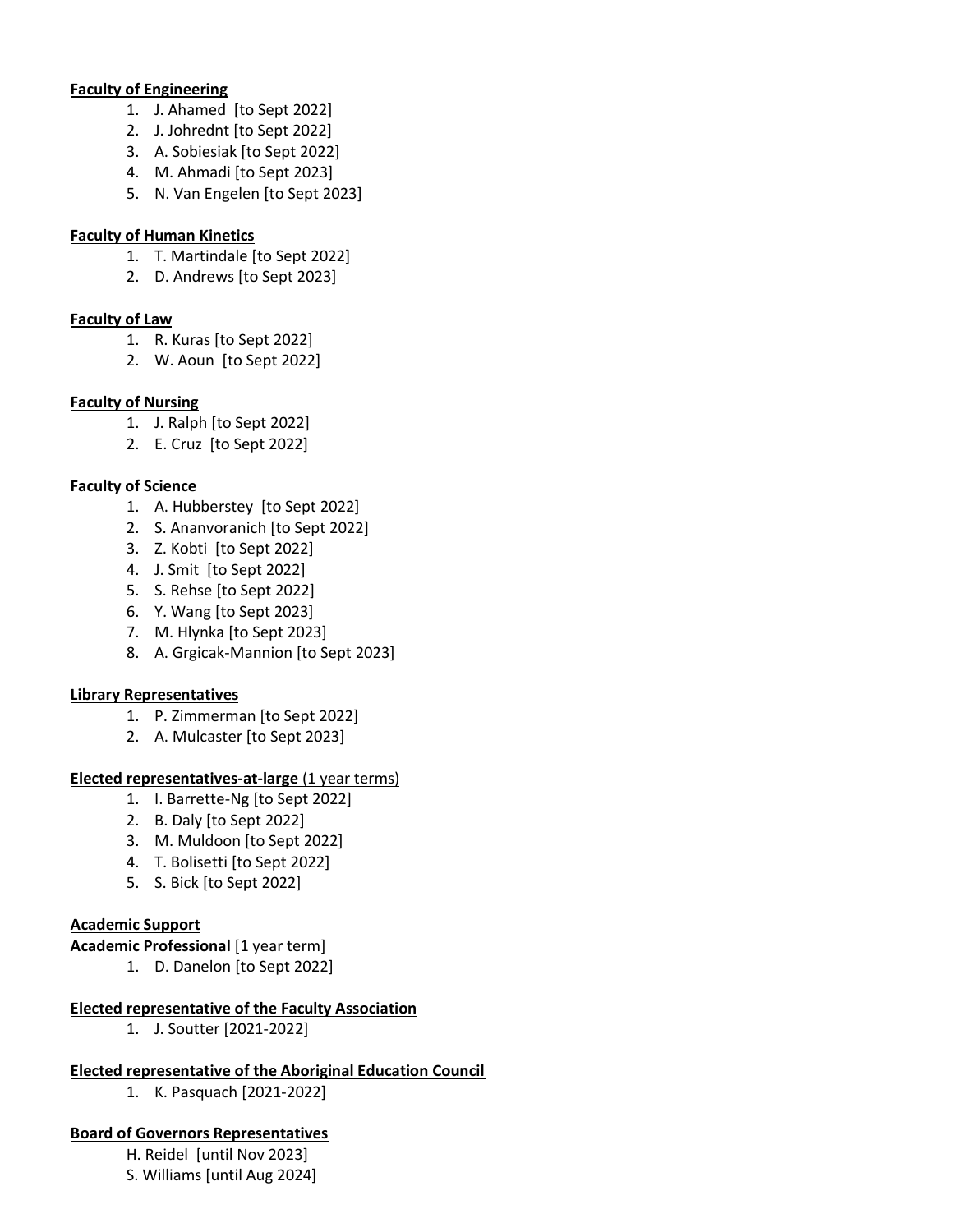**Faculty of Engineering**

1. J. Ahamed [to Sept 2022]
2. J. Johrednt [to Sept 2022]
3. A. Sobiesiak [to Sept 2022]
4. M. Ahmadi [to Sept 2023]
5. N. Van Engelen [to Sept 2023]

**Faculty of Human Kinetics**

1. T. Martindale [to Sept 2022]
2. D. Andrews [to Sept 2023]

**Faculty of Law**

1. R. Kuras [to Sept 2022]
2. W. Aoun [to Sept 2022]

**Faculty of Nursing**

1. J. Ralph [to Sept 2022]
2. E. Cruz [to Sept 2022]

**Faculty of Science**

1. A. Hubberstey [to Sept 2022]
2. S. Ananvoranich [to Sept 2022]
3. Z. Kobti [to Sept 2022]
4. J. Smit [to Sept 2022]
5. S. Rehse [to Sept 2022]
6. Y. Wang [to Sept 2023]
7. M. Hlynka [to Sept 2023]
8. A. Grgicak-Mannion [to Sept 2023]

**Library Representatives**

1. P. Zimmerman [to Sept 2022]
2. A. Mulcaster [to Sept 2023]

**Elected representatives-at-large** (1 year terms)

1. I. Barrette-Ng [to Sept 2022]
2. B. Daly [to Sept 2022]
3. M. Muldoon [to Sept 2022]
4. T. Bolisetti [to Sept 2022]
5. S. Bick [to Sept 2022]

**Academic Support**

**Academic Professional** [1 year term]

1. D. Danelon [to Sept 2022]

**Elected representative of the Faculty Association**

1. J. Soutter [2021-2022]

**Elected representative of the Aboriginal Education Council**

1. K. Pasquach [2021-2022]

**Board of Governors Representatives**

H. Reidel [until Nov 2023]
S. Williams [until Aug 2024]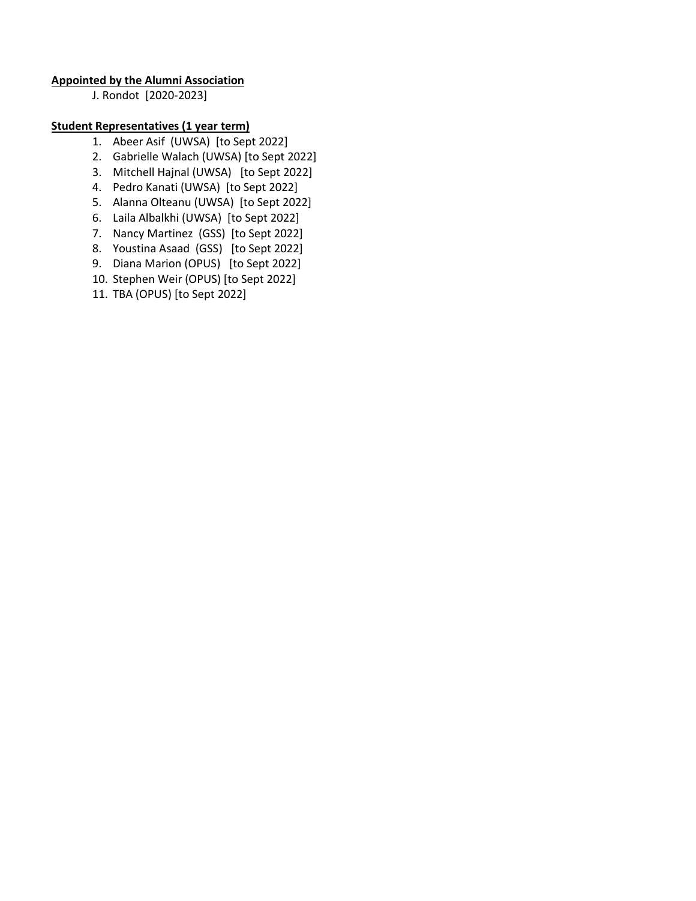**<u>Appointed by the Alumni Association</u>**

J. Rondot [2020-2023]

**<u>Student Representatives (1 year term)</u>**

1. Abeer Asif (UWSA) [to Sept 2022]
2. Gabrielle Walach (UWSA) [to Sept 2022]
3. Mitchell Hajnal (UWSA) [to Sept 2022]
4. Pedro Kanati (UWSA) [to Sept 2022]
5. Alanna Olteanu (UWSA) [to Sept 2022]
6. Laila Albalkhi (UWSA) [to Sept 2022]
7. Nancy Martinez (GSS) [to Sept 2022]
8. Youstina Asaad (GSS) [to Sept 2022]
9. Diana Marion (OPUS) [to Sept 2022]
10. Stephen Weir (OPUS) [to Sept 2022]
11. TBA (OPUS) [to Sept 2022]